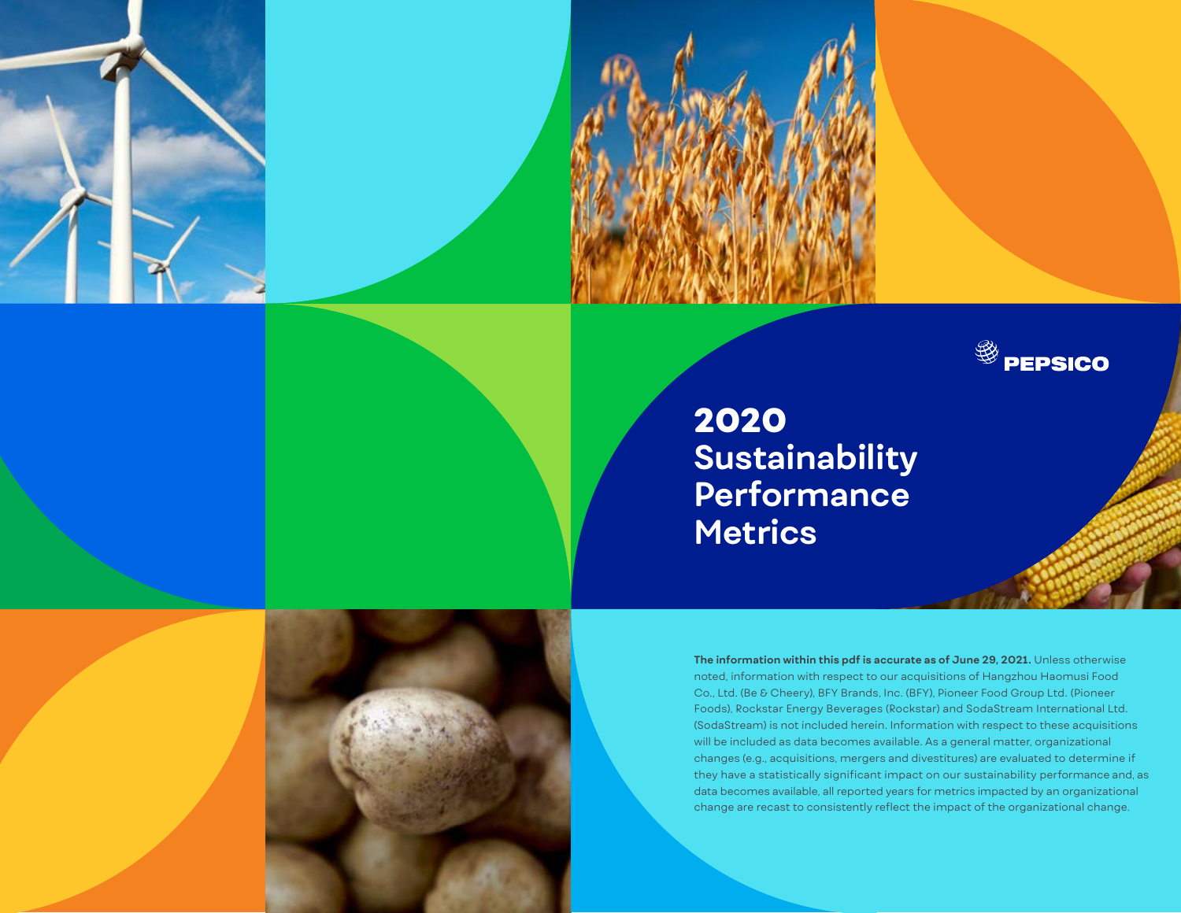PEPSICO

# 2020 Sustainability Performance Metrics

**The information within this pdf is accurate as of June 29, 2021.** Unless otherwise noted, information with respect to our acquisitions of Hangzhou Haomusi Food Co., Ltd. (Be & Cheery), BFY Brands, Inc. (BFY), Pioneer Food Group Ltd. (Pioneer Foods), Rockstar Energy Beverages (Rockstar) and SodaStream International Ltd. (SodaStream) is not included herein. Information with respect to these acquisitions will be included as data becomes available. As a general matter, organizational changes (e.g., acquisitions, mergers and divestitures) are evaluated to determine if they have a statistically significant impact on our sustainability performance and, as data becomes available, all reported years for metrics impacted by an organizational change are recast to consistently reflect the impact of the organizational change.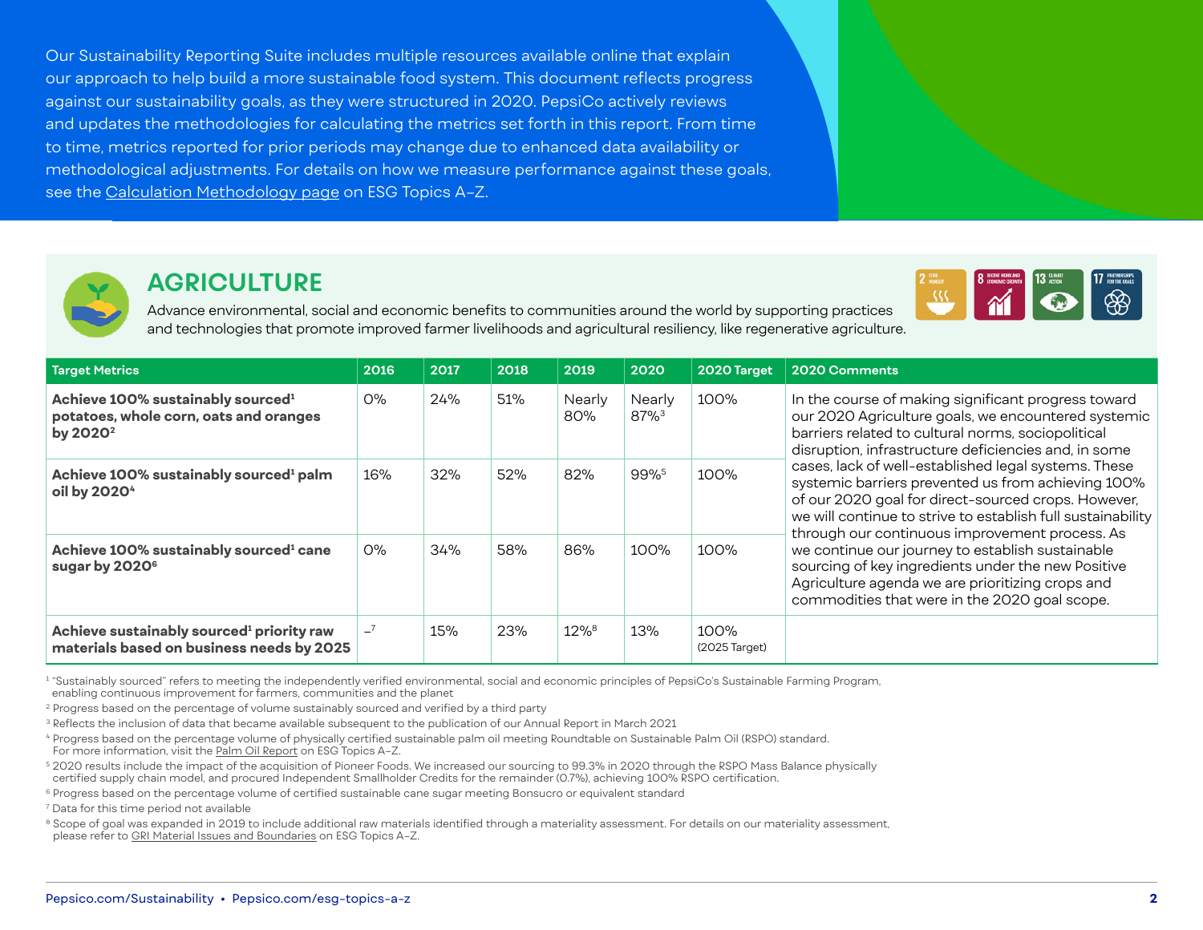Our Sustainability Reporting Suite includes multiple resources available online that explain our approach to help build a more sustainable food system. This document reflects progress against our sustainability goals, as they were structured in 2020. PepsiCo actively reviews and updates the methodologies for calculating the metrics set forth in this report. From time to time, metrics reported for prior periods may change due to enhanced data availability or methodological adjustments. For details on how we measure performance against these goals, see the Calculation Methodology page on ESG Topics A–Z.

## AGRICULTURE

Advance environmental, social and economic benefits to communities around the world by supporting practices and technologies that promote improved farmer livelihoods and agricultural resiliency, like regenerative agriculture.

| Target Metrics | 2016 | 2017 | 2018 | 2019 | 2020 | 2020 Target | 2020 Comments |
|---|---|---|---|---|---|---|---|
| **Achieve 100% sustainably sourced[1] potatoes, whole corn, oats and oranges by 2020[2]** | 0% | 24% | 51% | Nearly 80% | Nearly 87%[3] | 100% | In the course of making significant progress toward our 2020 Agriculture goals, we encountered systemic barriers related to cultural norms, sociopolitical disruption, infrastructure deficiencies and, in some cases, lack of well-established legal systems. These systemic barriers prevented us from achieving 100% of our 2020 goal for direct-sourced crops. However, we will continue to strive to establish full sustainability through our continuous improvement process. As we continue our journey to establish sustainable sourcing of key ingredients under the new Positive Agriculture agenda we are prioritizing crops and commodities that were in the 2020 goal scope. |
| **Achieve 100% sustainably sourced[1] palm oil by 2020[4]** | 16% | 32% | 52% | 82% | 99%[5] | 100% | |
| **Achieve 100% sustainably sourced[1] cane sugar by 2020[6]** | 0% | 34% | 58% | 86% | 100% | 100% | |
| **Achieve sustainably sourced[1] priority raw materials based on business needs by 2025** | –[7] | 15% | 23% | 12%[8] | 13% | 100% (2025 Target) | |

[1] "Sustainably sourced" refers to meeting the independently verified environmental, social and economic principles of PepsiCo's Sustainable Farming Program, enabling continuous improvement for farmers, communities and the planet

[2] Progress based on the percentage of volume sustainably sourced and verified by a third party

[3] Reflects the inclusion of data that became available subsequent to the publication of our Annual Report in March 2021

[4] Progress based on the percentage volume of physically certified sustainable palm oil meeting Roundtable on Sustainable Palm Oil (RSPO) standard. For more information, visit the Palm Oil Report on ESG Topics A–Z.

[5] 2020 results include the impact of the acquisition of Pioneer Foods. We increased our sourcing to 99.3% in 2020 through the RSPO Mass Balance physically certified supply chain model, and procured Independent Smallholder Credits for the remainder (0.7%), achieving 100% RSPO certification.

[6] Progress based on the percentage volume of certified sustainable cane sugar meeting Bonsucro or equivalent standard

[7] Data for this time period not available

[8] Scope of goal was expanded in 2019 to include additional raw materials identified through a materiality assessment. For details on our materiality assessment, please refer to GRI Material Issues and Boundaries on ESG Topics A–Z.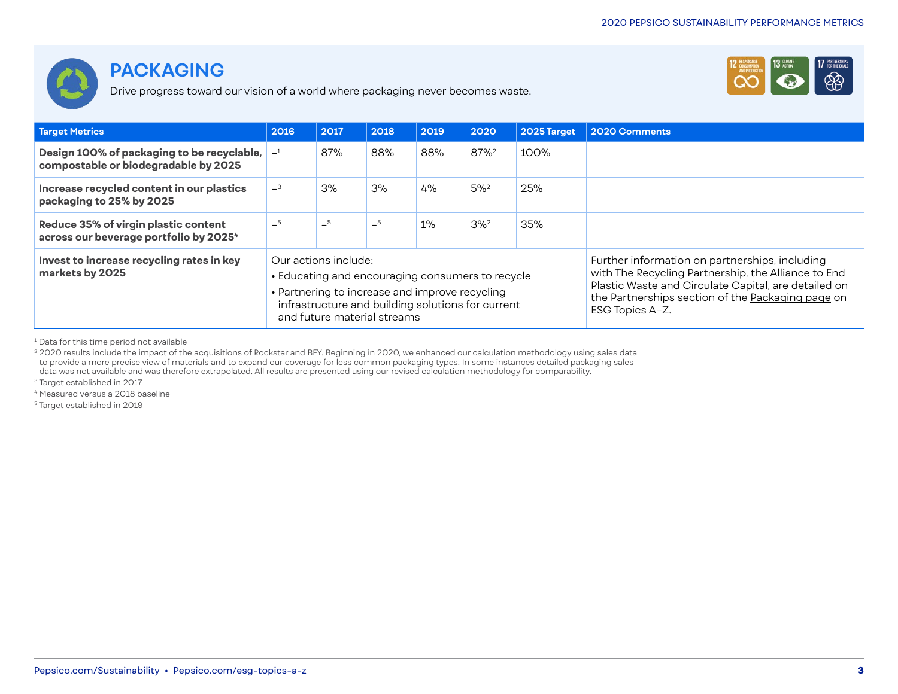## PACKAGING

Drive progress toward our vision of a world where packaging never becomes waste.

| Target Metrics | 2016 | 2017 | 2018 | 2019 | 2020 | 2025 Target | 2020 Comments |
|---|---|---|---|---|---|---|---|
| **Design 100% of packaging to be recyclable, compostable or biodegradable by 2025** | –[1] | 87% | 88% | 88% | 87%[2] | 100% | |
| **Increase recycled content in our plastics packaging to 25% by 2025** | –[3] | 3% | 3% | 4% | 5%[2] | 25% | |
| **Reduce 35% of virgin plastic content across our beverage portfolio by 2025[4]** | –[5] | –[5] | –[5] | 1% | 3%[2] | 35% | |
| **Invest to increase recycling rates in key markets by 2025** | Our actions include: • Educating and encouraging consumers to recycle • Partnering to increase and improve recycling infrastructure and building solutions for current and future material streams | | | | | | Further information on partnerships, including with The Recycling Partnership, the Alliance to End Plastic Waste and Circulate Capital, are detailed on the Partnerships section of the Packaging page on ESG Topics A–Z. |

[1] Data for this time period not available

[2] 2020 results include the impact of the acquisitions of Rockstar and BFY. Beginning in 2020, we enhanced our calculation methodology using sales data to provide a more precise view of materials and to expand our coverage for less common packaging types. In some instances detailed packaging sales data was not available and was therefore extrapolated. All results are presented using our revised calculation methodology for comparability.

[3] Target established in 2017

[4] Measured versus a 2018 baseline

[5] Target established in 2019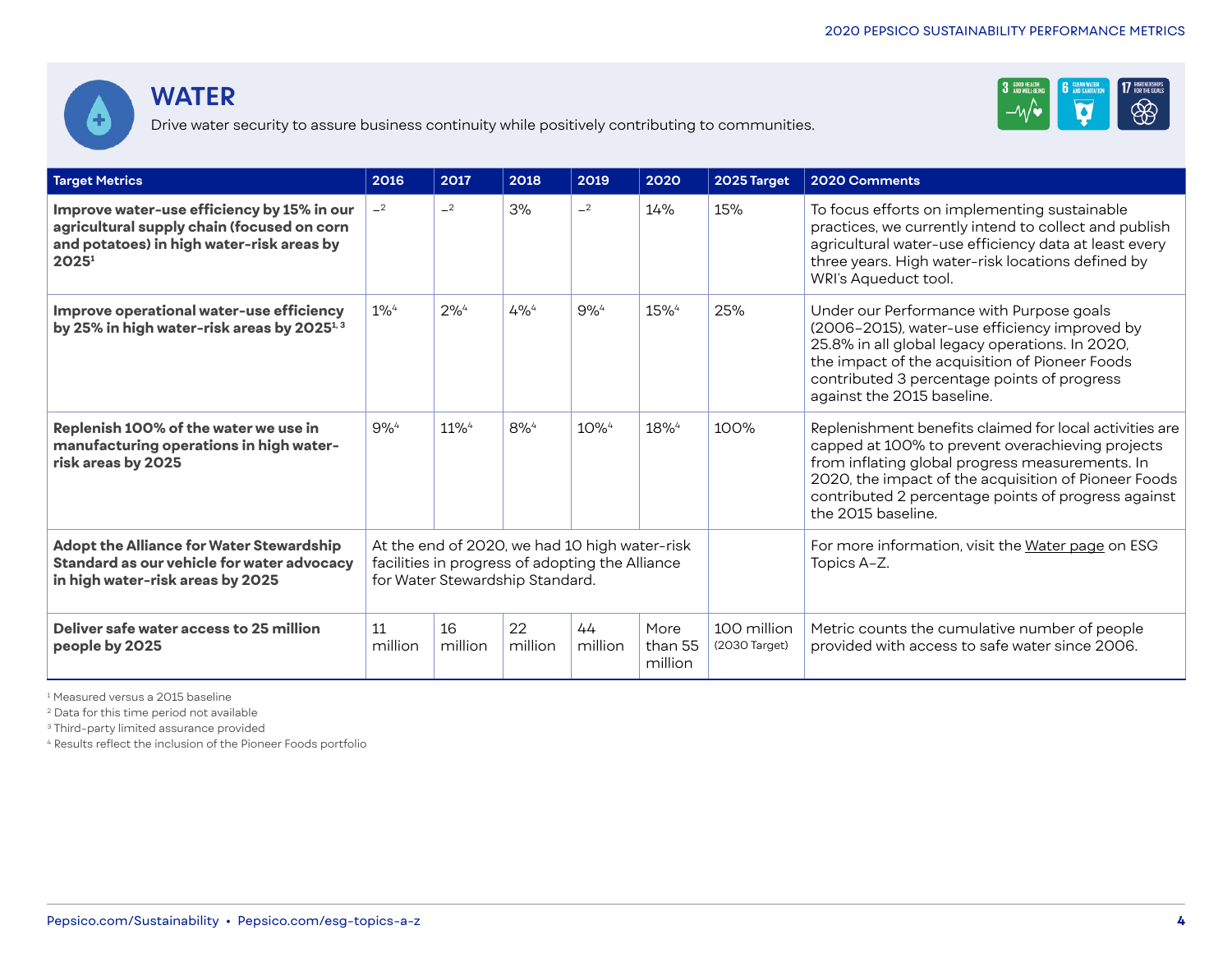# WATER

Drive water security to assure business continuity while positively contributing to communities.

| Target Metrics | 2016 | 2017 | 2018 | 2019 | 2020 | 2025 Target | 2020 Comments |
|---|---|---|---|---|---|---|---|
| **Improve water-use efficiency by 15% in our agricultural supply chain (focused on corn and potatoes) in high water-risk areas by 2025[1]** | –[2] | –[2] | 3% | –[2] | 14% | 15% | To focus efforts on implementing sustainable practices, we currently intend to collect and publish agricultural water-use efficiency data at least every three years. High water-risk locations defined by WRI's Aqueduct tool. |
| **Improve operational water-use efficiency by 25% in high water-risk areas by 2025[1, 3]** | 1%[4] | 2%[4] | 4%[4] | 9%[4] | 15%[4] | 25% | Under our Performance with Purpose goals (2006–2015), water-use efficiency improved by 25.8% in all global legacy operations. In 2020, the impact of the acquisition of Pioneer Foods contributed 3 percentage points of progress against the 2015 baseline. |
| **Replenish 100% of the water we use in manufacturing operations in high water-risk areas by 2025** | 9%[4] | 11%[4] | 8%[4] | 10%[4] | 18%[4] | 100% | Replenishment benefits claimed for local activities are capped at 100% to prevent overachieving projects from inflating global progress measurements. In 2020, the impact of the acquisition of Pioneer Foods contributed 2 percentage points of progress against the 2015 baseline. |
| **Adopt the Alliance for Water Stewardship Standard as our vehicle for water advocacy in high water-risk areas by 2025** | At the end of 2020, we had 10 high water-risk facilities in progress of adopting the Alliance for Water Stewardship Standard. | | | | | | For more information, visit the Water page on ESG Topics A–Z. |
| **Deliver safe water access to 25 million people by 2025** | 11 million | 16 million | 22 million | 44 million | More than 55 million | 100 million (2030 Target) | Metric counts the cumulative number of people provided with access to safe water since 2006. |

[1] Measured versus a 2015 baseline
[2] Data for this time period not available
[3] Third-party limited assurance provided
[4] Results reflect the inclusion of the Pioneer Foods portfolio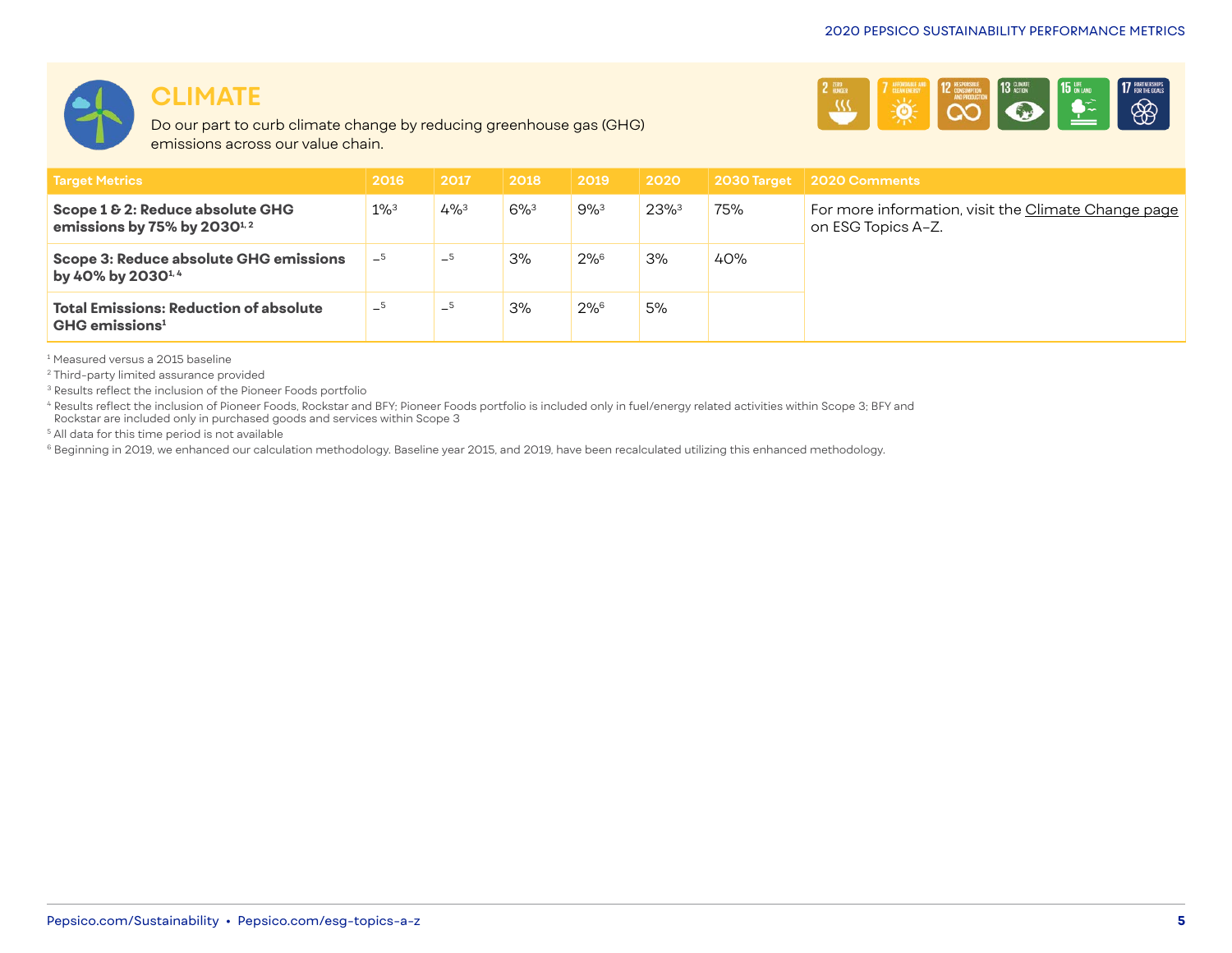# CLIMATE

Do our part to curb climate change by reducing greenhouse gas (GHG) emissions across our value chain.

| Target Metrics | 2016 | 2017 | 2018 | 2019 | 2020 | 2030 Target | 2020 Comments |
|---|---|---|---|---|---|---|---|
| **Scope 1 & 2: Reduce absolute GHG emissions by 75% by 2030[1, 2]** | 1%[3] | 4%[3] | 6%[3] | 9%[3] | 23%[3] | 75% | For more information, visit the Climate Change page on ESG Topics A–Z. |
| **Scope 3: Reduce absolute GHG emissions by 40% by 2030[1, 4]** | –[5] | –[5] | 3% | 2%[6] | 3% | 40% | |
| **Total Emissions: Reduction of absolute GHG emissions[1]** | –[5] | –[5] | 3% | 2%[6] | 5% | | |

[1] Measured versus a 2015 baseline

[2] Third-party limited assurance provided

[3] Results reflect the inclusion of the Pioneer Foods portfolio

[4] Results reflect the inclusion of Pioneer Foods, Rockstar and BFY; Pioneer Foods portfolio is included only in fuel/energy related activities within Scope 3; BFY and Rockstar are included only in purchased goods and services within Scope 3

[5] All data for this time period is not available

[6] Beginning in 2019, we enhanced our calculation methodology. Baseline year 2015, and 2019, have been recalculated utilizing this enhanced methodology.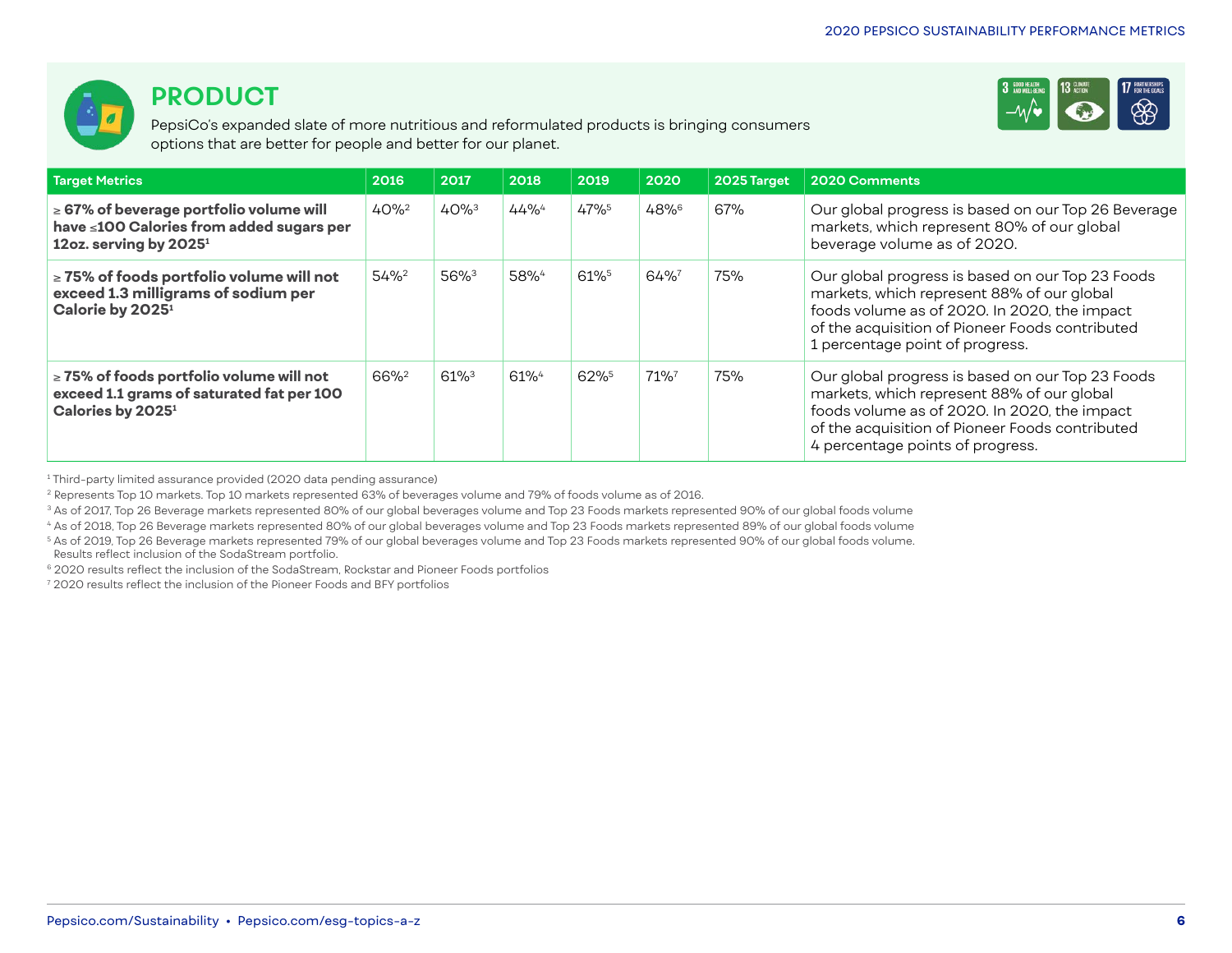## PRODUCT

PepsiCo's expanded slate of more nutritious and reformulated products is bringing consumers options that are better for people and better for our planet.

| Target Metrics | 2016 | 2017 | 2018 | 2019 | 2020 | 2025 Target | 2020 Comments |
|---|---|---|---|---|---|---|---|
| **≥ 67% of beverage portfolio volume will have ≤100 Calories from added sugars per 12oz. serving by 2025[1]** | 40%[2] | 40%[3] | 44%[4] | 47%[5] | 48%[6] | 67% | Our global progress is based on our Top 26 Beverage markets, which represent 80% of our global beverage volume as of 2020. |
| **≥ 75% of foods portfolio volume will not exceed 1.3 milligrams of sodium per Calorie by 2025[1]** | 54%[2] | 56%[3] | 58%[4] | 61%[5] | 64%[7] | 75% | Our global progress is based on our Top 23 Foods markets, which represent 88% of our global foods volume as of 2020. In 2020, the impact of the acquisition of Pioneer Foods contributed 1 percentage point of progress. |
| **≥ 75% of foods portfolio volume will not exceed 1.1 grams of saturated fat per 100 Calories by 2025[1]** | 66%[2] | 61%[3] | 61%[4] | 62%[5] | 71%[7] | 75% | Our global progress is based on our Top 23 Foods markets, which represent 88% of our global foods volume as of 2020. In 2020, the impact of the acquisition of Pioneer Foods contributed 4 percentage points of progress. |

[1] Third-party limited assurance provided (2020 data pending assurance)

[2] Represents Top 10 markets. Top 10 markets represented 63% of beverages volume and 79% of foods volume as of 2016.

[3] As of 2017, Top 26 Beverage markets represented 80% of our global beverages volume and Top 23 Foods markets represented 90% of our global foods volume

[4] As of 2018, Top 26 Beverage markets represented 80% of our global beverages volume and Top 23 Foods markets represented 89% of our global foods volume

[5] As of 2019, Top 26 Beverage markets represented 79% of our global beverages volume and Top 23 Foods markets represented 90% of our global foods volume. Results reflect inclusion of the SodaStream portfolio.

[6] 2020 results reflect the inclusion of the SodaStream, Rockstar and Pioneer Foods portfolios

[7] 2020 results reflect the inclusion of the Pioneer Foods and BFY portfolios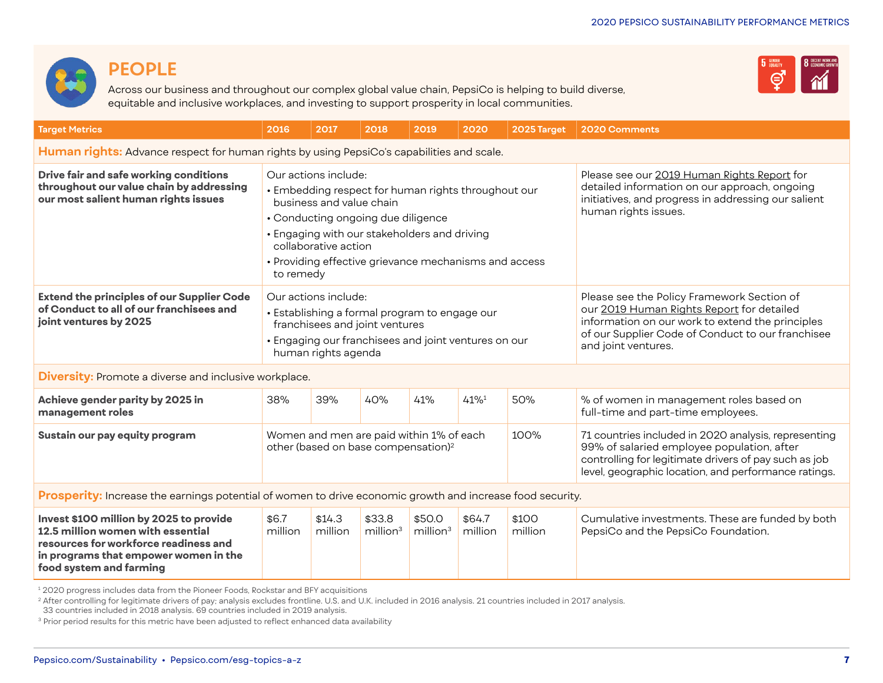# PEOPLE

Across our business and throughout our complex global value chain, PepsiCo is helping to build diverse, equitable and inclusive workplaces, and investing to support prosperity in local communities.

| Target Metrics | 2016 | 2017 | 2018 | 2019 | 2020 | 2025 Target | 2020 Comments |
|---|---|---|---|---|---|---|---|
| **Human rights:** Advance respect for human rights by using PepsiCo's capabilities and scale. | | | | | | | |
| **Drive fair and safe working conditions throughout our value chain by addressing our most salient human rights issues** | Our actions include:<br>• Embedding respect for human rights throughout our business and value chain<br>• Conducting ongoing due diligence<br>• Engaging with our stakeholders and driving collaborative action<br>• Providing effective grievance mechanisms and access to remedy | | | | | | Please see our 2019 Human Rights Report for detailed information on our approach, ongoing initiatives, and progress in addressing our salient human rights issues. |
| **Extend the principles of our Supplier Code of Conduct to all of our franchisees and joint ventures by 2025** | Our actions include:<br>• Establishing a formal program to engage our franchisees and joint ventures<br>• Engaging our franchisees and joint ventures on our human rights agenda | | | | | | Please see the Policy Framework Section of our 2019 Human Rights Report for detailed information on our work to extend the principles of our Supplier Code of Conduct to our franchisee and joint ventures. |
| **Diversity:** Promote a diverse and inclusive workplace. | | | | | | | |
| **Achieve gender parity by 2025 in management roles** | 38% | 39% | 40% | 41% | 41%[1] | 50% | % of women in management roles based on full-time and part-time employees. |
| **Sustain our pay equity program** | Women and men are paid within 1% of each other (based on base compensation)[2] | | | | | 100% | 71 countries included in 2020 analysis, representing 99% of salaried employee population, after controlling for legitimate drivers of pay such as job level, geographic location, and performance ratings. |
| **Prosperity:** Increase the earnings potential of women to drive economic growth and increase food security. | | | | | | | |
| **Invest $100 million by 2025 to provide 12.5 million women with essential resources for workforce readiness and in programs that empower women in the food system and farming** | $6.7 million | $14.3 million | $33.8 million[3] | $50.0 million[3] | $64.7 million | $100 million | Cumulative investments. These are funded by both PepsiCo and the PepsiCo Foundation. |

[1] 2020 progress includes data from the Pioneer Foods, Rockstar and BFY acquisitions

[2] After controlling for legitimate drivers of pay; analysis excludes frontline. U.S. and U.K. included in 2016 analysis. 21 countries included in 2017 analysis. 33 countries included in 2018 analysis. 69 countries included in 2019 analysis.

[3] Prior period results for this metric have been adjusted to reflect enhanced data availability

Pepsico.com/Sustainability • Pepsico.com/esg-topics-a-z